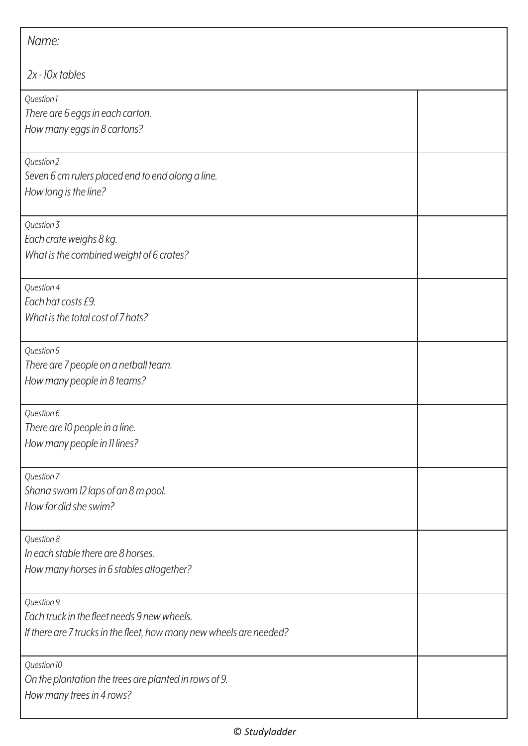Name:

2x - 10x tables

| | |
|---|---|
| *Question 1*<br>*There are 6 eggs in each carton.*<br>*How many eggs in 8 cartons?* | |
| *Question 2*<br>*Seven 6 cm rulers placed end to end along a line.*<br>*How long is the line?* | |
| *Question 3*<br>*Each crate weighs 8 kg.*<br>*What is the combined weight of 6 crates?* | |
| *Question 4*<br>*Each hat costs £9.*<br>*What is the total cost of 7 hats?* | |
| *Question 5*<br>*There are 7 people on a netball team.*<br>*How many people in 8 teams?* | |
| *Question 6*<br>*There are 10 people in a line.*<br>*How many people in 11 lines?* | |
| *Question 7*<br>*Shana swam 12 laps of an 8 m pool.*<br>*How far did she swim?* | |
| *Question 8*<br>*In each stable there are 8 horses.*<br>*How many horses in 6 stables altogether?* | |
| *Question 9*<br>*Each truck in the fleet needs 9 new wheels.*<br>*If there are 7 trucks in the fleet, how many new wheels are needed?* | |
| *Question 10*<br>*On the plantation the trees are planted in rows of 9.*<br>*How many trees in 4 rows?* | |

© Studyladder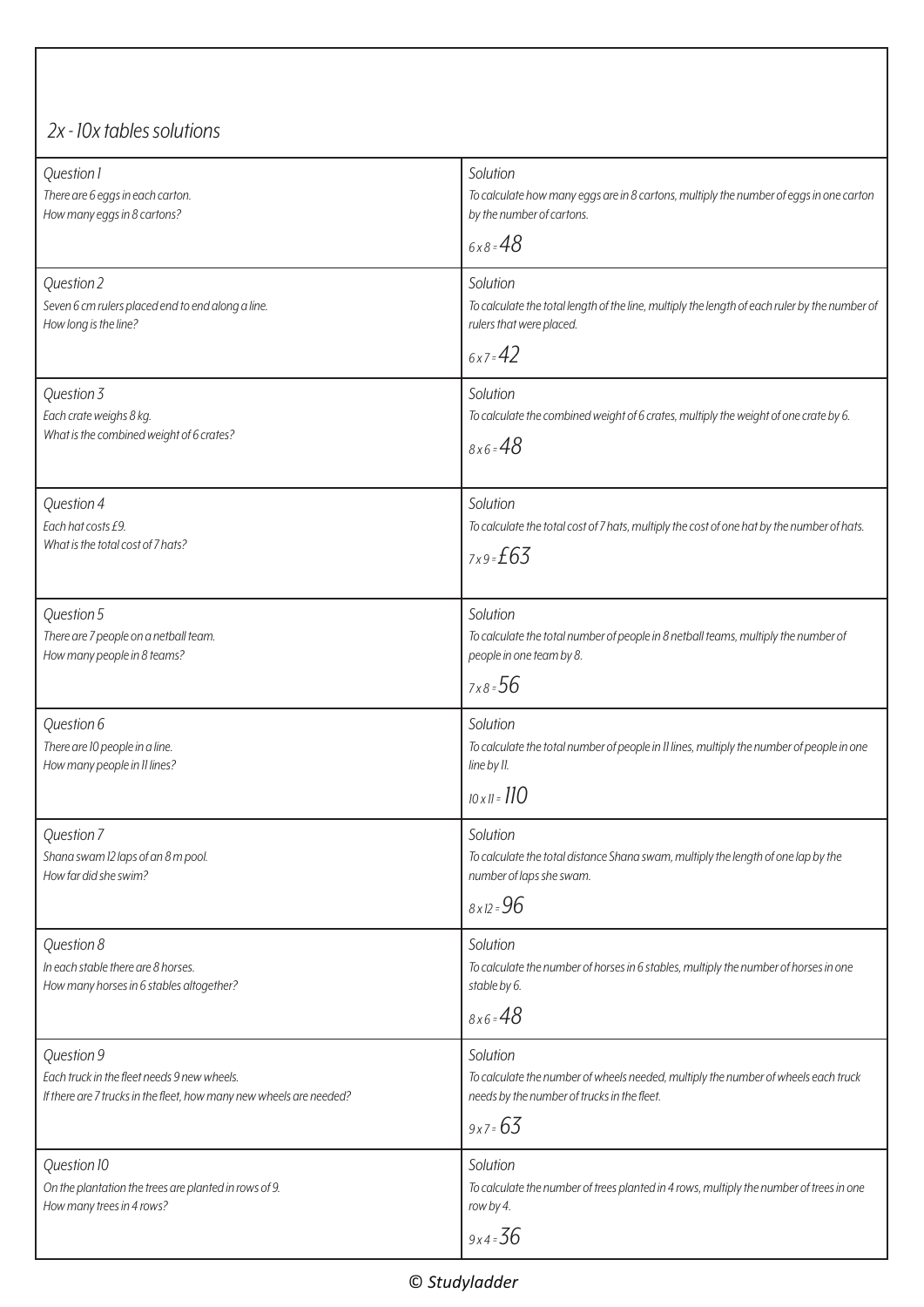*2x - 10x tables solutions*

| | |
|---|---|
| *Question 1*<br>*There are 6 eggs in each carton.*<br>*How many eggs in 8 cartons?* | *Solution*<br>*To calculate how many eggs are in 8 cartons, multiply the number of eggs in one carton by the number of cartons.*<br>$6 \times 8 = 48$ |
| *Question 2*<br>*Seven 6 cm rulers placed end to end along a line.*<br>*How long is the line?* | *Solution*<br>*To calculate the total length of the line, multiply the length of each ruler by the number of rulers that were placed.*<br>$6 \times 7 = 42$ |
| *Question 3*<br>*Each crate weighs 8 kg.*<br>*What is the combined weight of 6 crates?* | *Solution*<br>*To calculate the combined weight of 6 crates, multiply the weight of one crate by 6.*<br>$8 \times 6 = 48$ |
| *Question 4*<br>*Each hat costs £9.*<br>*What is the total cost of 7 hats?* | *Solution*<br>*To calculate the total cost of 7 hats, multiply the cost of one hat by the number of hats.*<br>$7 \times 9 =$ £63 |
| *Question 5*<br>*There are 7 people on a netball team.*<br>*How many people in 8 teams?* | *Solution*<br>*To calculate the total number of people in 8 netball teams, multiply the number of people in one team by 8.*<br>$7 \times 8 = 56$ |
| *Question 6*<br>*There are 10 people in a line.*<br>*How many people in 11 lines?* | *Solution*<br>*To calculate the total number of people in 11 lines, multiply the number of people in one line by 11.*<br>$10 \times 11 = 110$ |
| *Question 7*<br>*Shana swam 12 laps of an 8 m pool.*<br>*How far did she swim?* | *Solution*<br>*To calculate the total distance Shana swam, multiply the length of one lap by the number of laps she swam.*<br>$8 \times 12 = 96$ |
| *Question 8*<br>*In each stable there are 8 horses.*<br>*How many horses in 6 stables altogether?* | *Solution*<br>*To calculate the number of horses in 6 stables, multiply the number of horses in one stable by 6.*<br>$8 \times 6 = 48$ |
| *Question 9*<br>*Each truck in the fleet needs 9 new wheels.*<br>*If there are 7 trucks in the fleet, how many new wheels are needed?* | *Solution*<br>*To calculate the number of wheels needed, multiply the number of wheels each truck needs by the number of trucks in the fleet.*<br>$9 \times 7 = 63$ |
| *Question 10*<br>*On the plantation the trees are planted in rows of 9.*<br>*How many trees in 4 rows?* | *Solution*<br>*To calculate the number of trees planted in 4 rows, multiply the number of trees in one row by 4.*<br>$9 \times 4 = 36$ |

© *Studyladder*